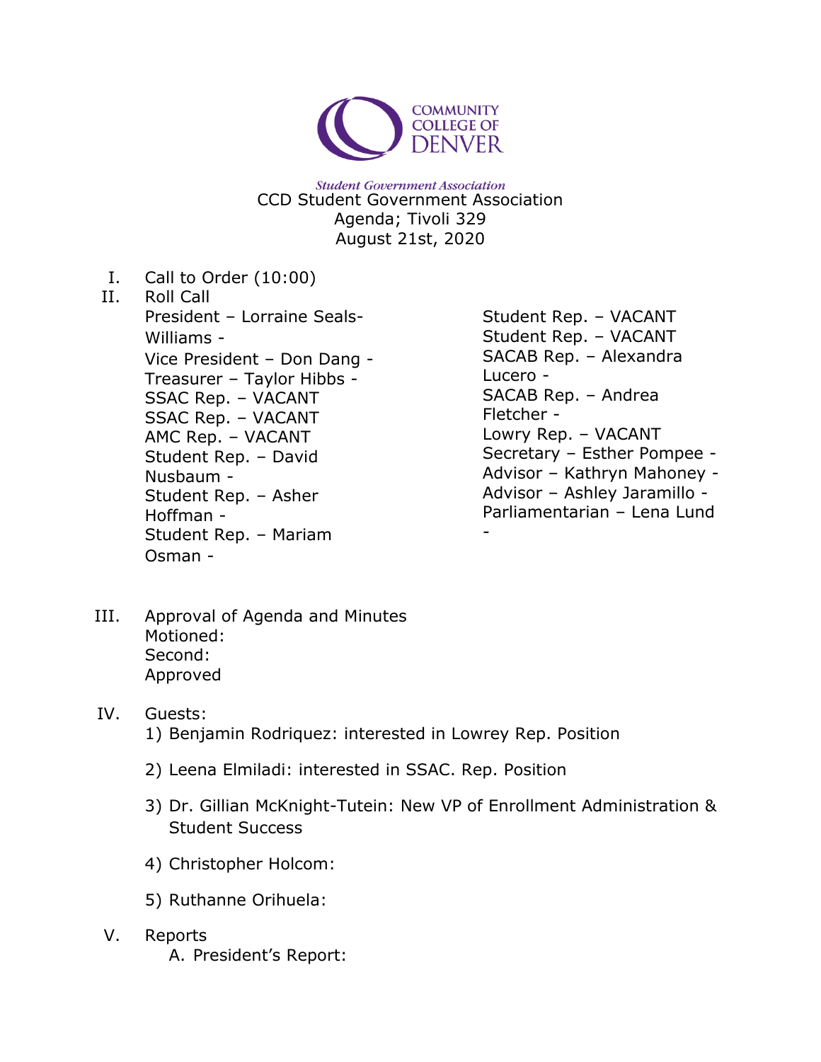COMMUNITY COLLEGE OF DENVER

*Student Government Association*

CCD Student Government Association
Agenda; Tivoli 329
August 21st, 2020

I. Call to Order (10:00)

II. Roll Call

President – Lorraine Seals-Williams -
Vice President – Don Dang -
Treasurer – Taylor Hibbs -
SSAC Rep. – VACANT
SSAC Rep. – VACANT
AMC Rep. – VACANT
Student Rep. – David Nusbaum -
Student Rep. – Asher Hoffman -
Student Rep. – Mariam Osman -
Student Rep. – VACANT
Student Rep. – VACANT
SACAB Rep. – Alexandra Lucero -
SACAB Rep. – Andrea Fletcher -
Lowry Rep. – VACANT
Secretary – Esther Pompee -
Advisor – Kathryn Mahoney -
Advisor – Ashley Jaramillo -
Parliamentarian – Lena Lund -

III. Approval of Agenda and Minutes
Motioned:
Second:
Approved

IV. Guests:
1) Benjamin Rodriquez: interested in Lowrey Rep. Position
2) Leena Elmiladi: interested in SSAC. Rep. Position
3) Dr. Gillian McKnight-Tutein: New VP of Enrollment Administration & Student Success
4) Christopher Holcom:
5) Ruthanne Orihuela:

V. Reports
A. President's Report: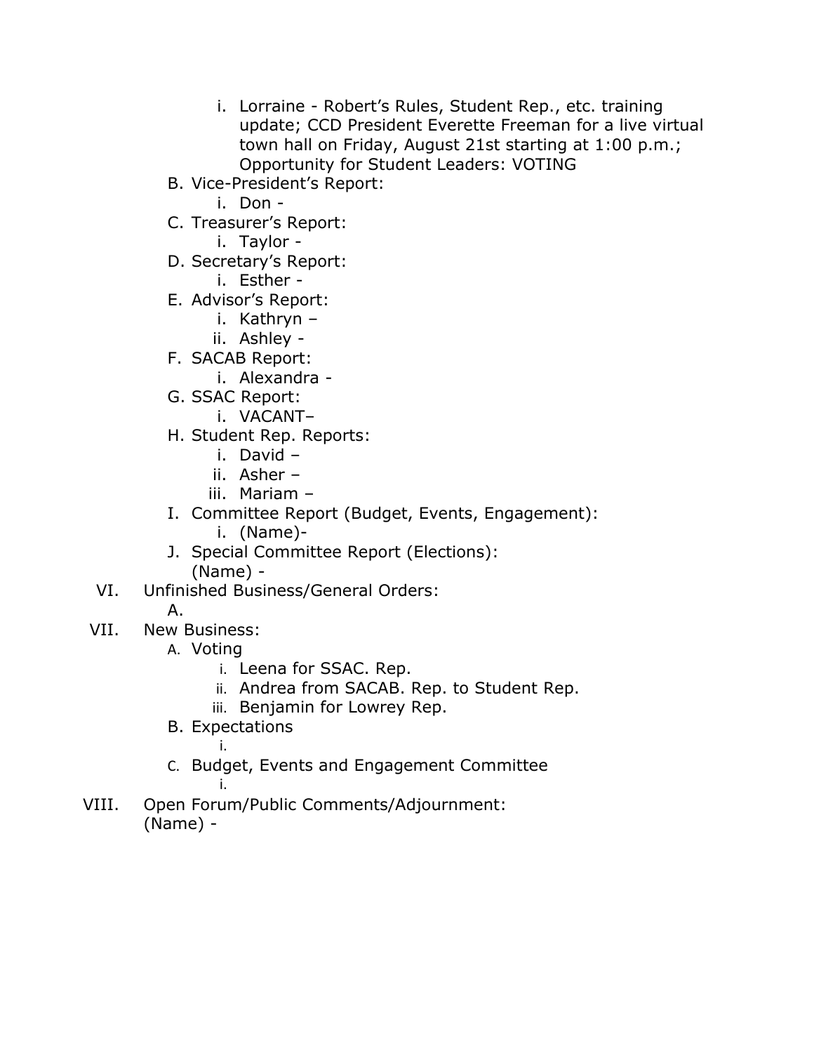i. Lorraine - Robert's Rules, Student Rep., etc. training update; CCD President Everette Freeman for a live virtual town hall on Friday, August 21st starting at 1:00 p.m.; Opportunity for Student Leaders: VOTING

B. Vice-President's Report:
   i. Don -

C. Treasurer's Report:
   i. Taylor -

D. Secretary's Report:
   i. Esther -

E. Advisor's Report:
   i. Kathryn –
   ii. Ashley -

F. SACAB Report:
   i. Alexandra -

G. SSAC Report:
   i. VACANT–

H. Student Rep. Reports:
   i. David –
   ii. Asher –
   iii. Mariam –

I. Committee Report (Budget, Events, Engagement):
   i. (Name)-

J. Special Committee Report (Elections):
   (Name) -

VI. Unfinished Business/General Orders:

   A.

VII. New Business:

   A. Voting
      i. Leena for SSAC. Rep.
      ii. Andrea from SACAB. Rep. to Student Rep.
      iii. Benjamin for Lowrey Rep.

   B. Expectations
      i.

   C. Budget, Events and Engagement Committee
      i.

VIII. Open Forum/Public Comments/Adjournment:

(Name) -